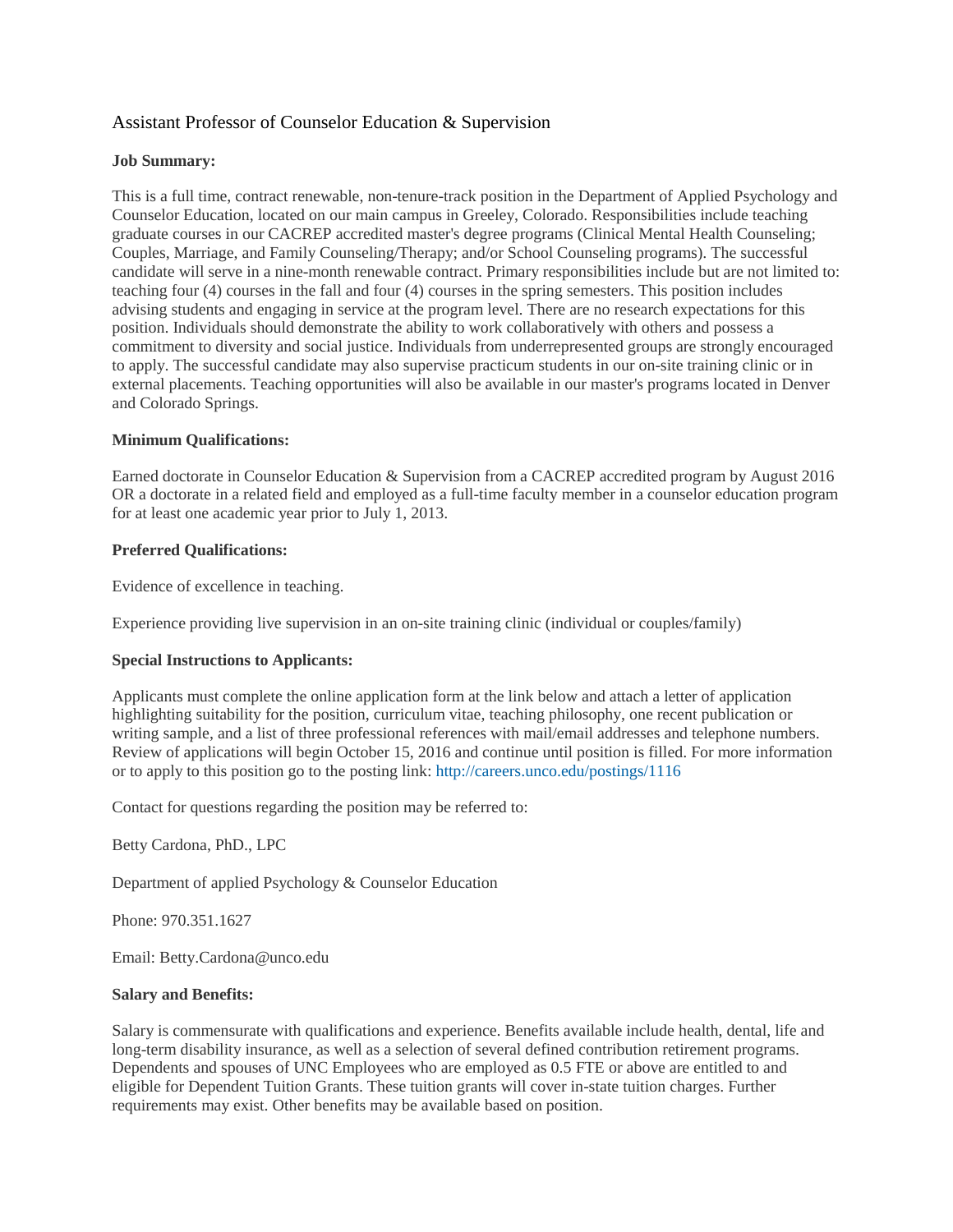# Assistant Professor of Counselor Education & Supervision

**Job Summary:**

This is a full time, contract renewable, non-tenure-track position in the Department of Applied Psychology and Counselor Education, located on our main campus in Greeley, Colorado. Responsibilities include teaching graduate courses in our CACREP accredited master's degree programs (Clinical Mental Health Counseling; Couples, Marriage, and Family Counseling/Therapy; and/or School Counseling programs). The successful candidate will serve in a nine-month renewable contract. Primary responsibilities include but are not limited to: teaching four (4) courses in the fall and four (4) courses in the spring semesters. This position includes advising students and engaging in service at the program level. There are no research expectations for this position. Individuals should demonstrate the ability to work collaboratively with others and possess a commitment to diversity and social justice. Individuals from underrepresented groups are strongly encouraged to apply. The successful candidate may also supervise practicum students in our on-site training clinic or in external placements. Teaching opportunities will also be available in our master's programs located in Denver and Colorado Springs.

**Minimum Qualifications:**

Earned doctorate in Counselor Education & Supervision from a CACREP accredited program by August 2016 OR a doctorate in a related field and employed as a full-time faculty member in a counselor education program for at least one academic year prior to July 1, 2013.

**Preferred Qualifications:**

Evidence of excellence in teaching.

Experience providing live supervision in an on-site training clinic (individual or couples/family)

**Special Instructions to Applicants:**

Applicants must complete the online application form at the link below and attach a letter of application highlighting suitability for the position, curriculum vitae, teaching philosophy, one recent publication or writing sample, and a list of three professional references with mail/email addresses and telephone numbers. Review of applications will begin October 15, 2016 and continue until position is filled. For more information or to apply to this position go to the posting link: http://careers.unco.edu/postings/1116

Contact for questions regarding the position may be referred to:

Betty Cardona, PhD., LPC

Department of applied Psychology & Counselor Education

Phone: 970.351.1627

Email: Betty.Cardona@unco.edu

**Salary and Benefits:**

Salary is commensurate with qualifications and experience. Benefits available include health, dental, life and long-term disability insurance, as well as a selection of several defined contribution retirement programs. Dependents and spouses of UNC Employees who are employed as 0.5 FTE or above are entitled to and eligible for Dependent Tuition Grants. These tuition grants will cover in-state tuition charges. Further requirements may exist. Other benefits may be available based on position.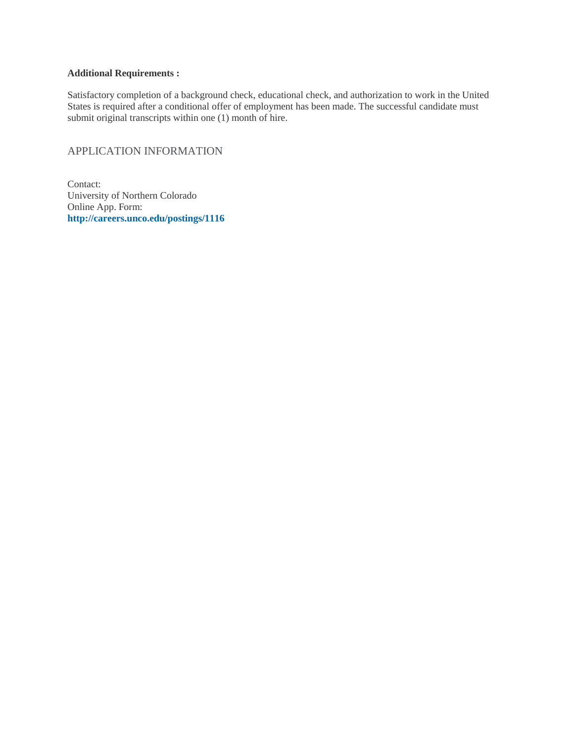**Additional Requirements :**

Satisfactory completion of a background check, educational check, and authorization to work in the United States is required after a conditional offer of employment has been made. The successful candidate must submit original transcripts within one (1) month of hire.

## APPLICATION INFORMATION

Contact:
University of Northern Colorado
Online App. Form:
**http://careers.unco.edu/postings/1116**